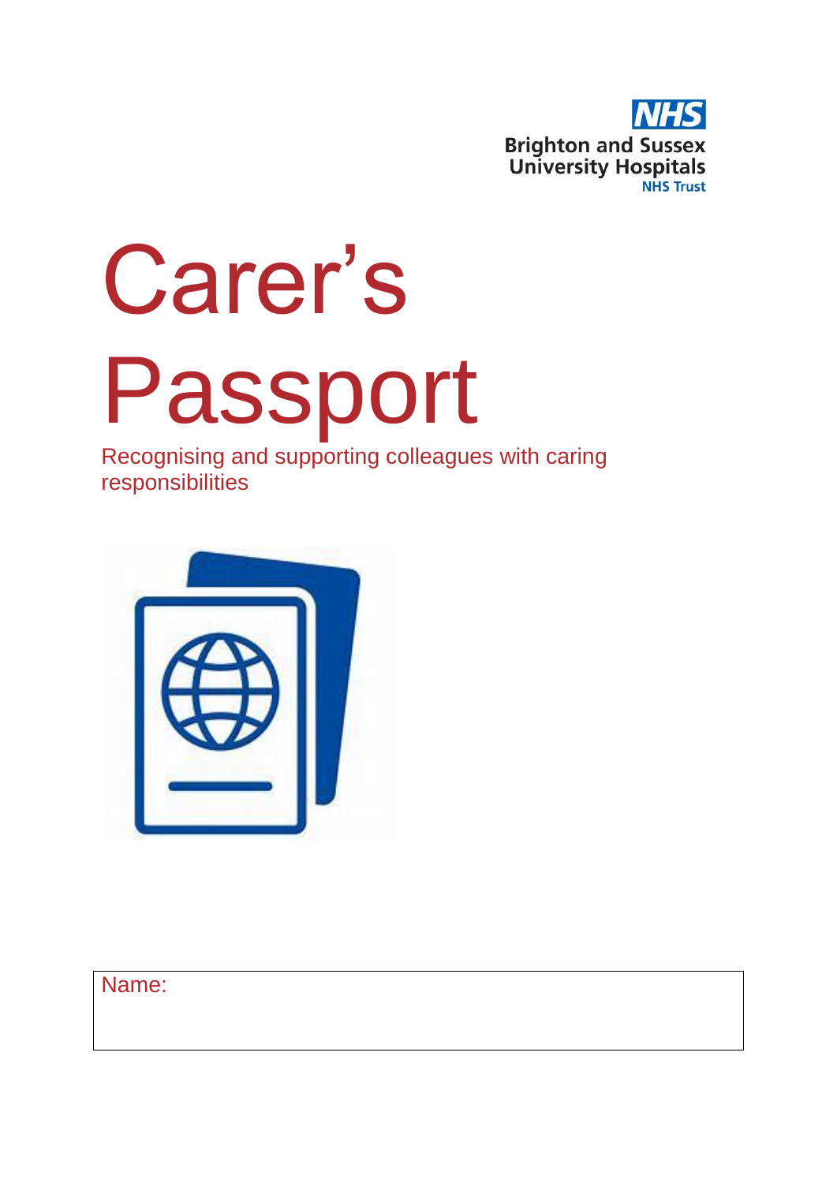NHS

Brighton and Sussex University Hospitals

NHS Trust

# Carer's Passport

Recognising and supporting colleagues with caring responsibilities

| Name: |
|---|
| |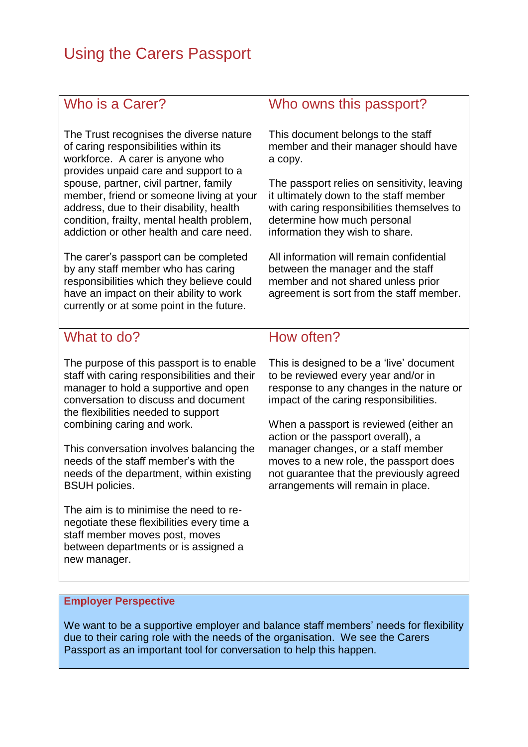# Using the Carers Passport

## Who is a Carer?

The Trust recognises the diverse nature of caring responsibilities within its workforce. A carer is anyone who provides unpaid care and support to a spouse, partner, civil partner, family member, friend or someone living at your address, due to their disability, health condition, frailty, mental health problem, addiction or other health and care need.

The carer's passport can be completed by any staff member who has caring responsibilities which they believe could have an impact on their ability to work currently or at some point in the future.

## Who owns this passport?

This document belongs to the staff member and their manager should have a copy.

The passport relies on sensitivity, leaving it ultimately down to the staff member with caring responsibilities themselves to determine how much personal information they wish to share.

All information will remain confidential between the manager and the staff member and not shared unless prior agreement is sort from the staff member.

## What to do?

The purpose of this passport is to enable staff with caring responsibilities and their manager to hold a supportive and open conversation to discuss and document the flexibilities needed to support combining caring and work.

This conversation involves balancing the needs of the staff member's with the needs of the department, within existing BSUH policies.

The aim is to minimise the need to re-negotiate these flexibilities every time a staff member moves post, moves between departments or is assigned a new manager.

## How often?

This is designed to be a 'live' document to be reviewed every year and/or in response to any changes in the nature or impact of the caring responsibilities.

When a passport is reviewed (either an action or the passport overall), a manager changes, or a staff member moves to a new role, the passport does not guarantee that the previously agreed arrangements will remain in place.

**Employer Perspective**

We want to be a supportive employer and balance staff members' needs for flexibility due to their caring role with the needs of the organisation. We see the Carers Passport as an important tool for conversation to help this happen.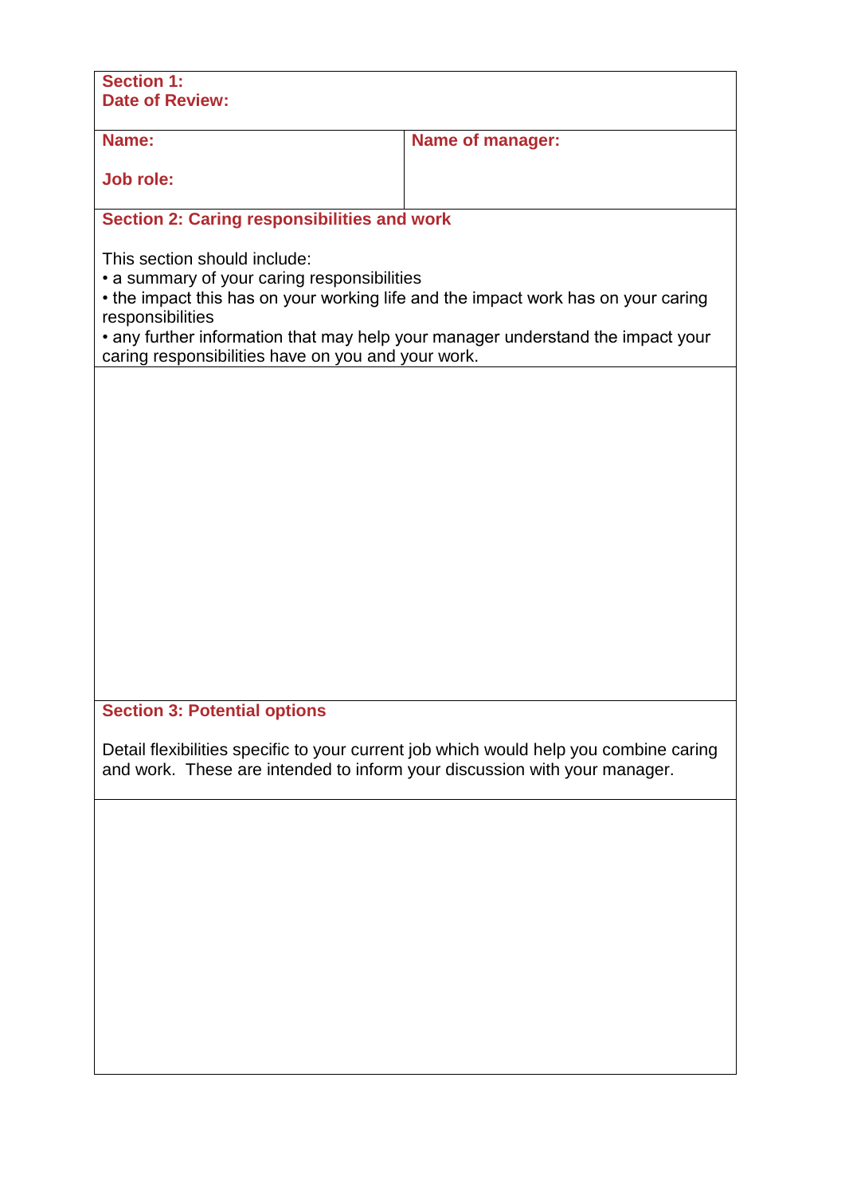| **Section 1:**<br>**Date of Review:** | |
|---|---|
| **Name:**<br><br>**Job role:** | **Name of manager:** |

**Section 2: Caring responsibilities and work**

This section should include:

- a summary of your caring responsibilities
- the impact this has on your working life and the impact work has on your caring responsibilities
- any further information that may help your manager understand the impact your caring responsibilities have on you and your work.

**Section 3: Potential options**

Detail flexibilities specific to your current job which would help you combine caring and work. These are intended to inform your discussion with your manager.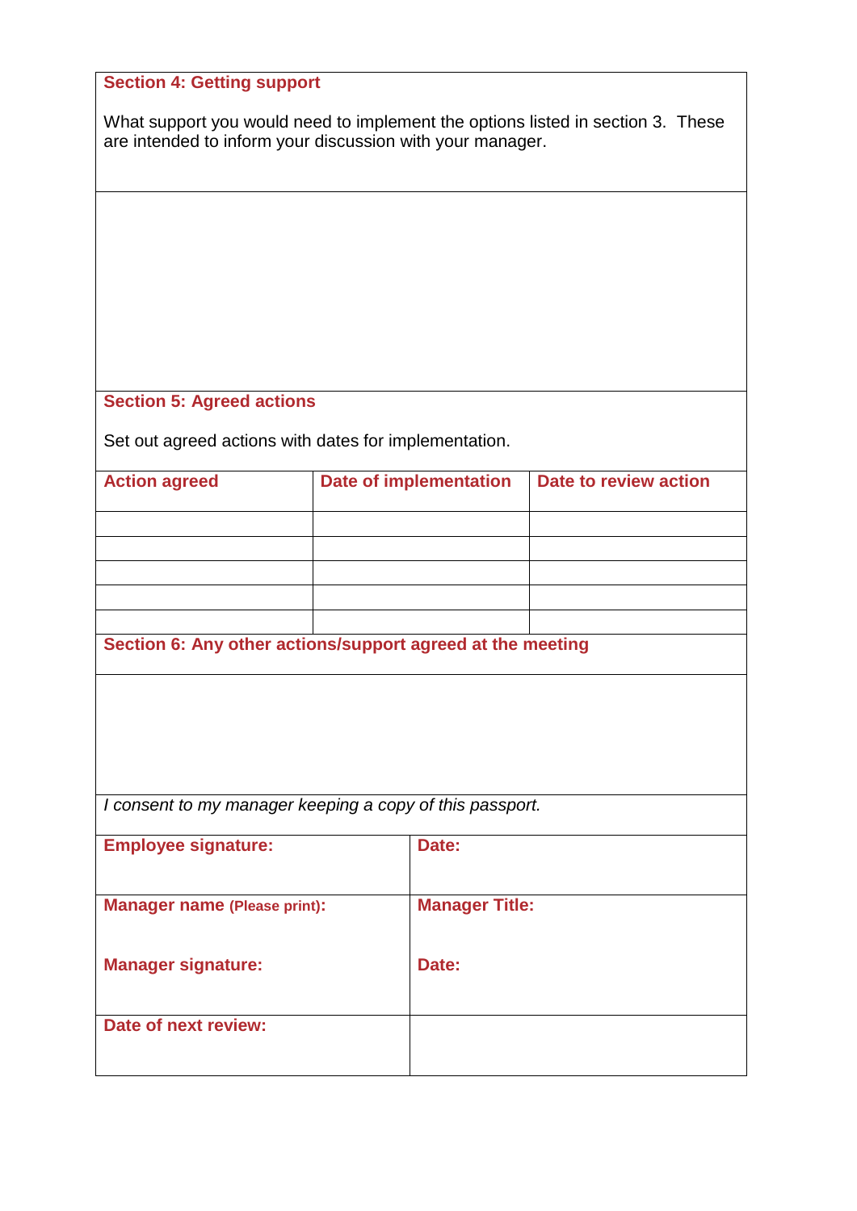## Section 4: Getting support

What support you would need to implement the options listed in section 3. These are intended to inform your discussion with your manager.

## Section 5: Agreed actions

Set out agreed actions with dates for implementation.

| Action agreed | Date of implementation | Date to review action |
| --- | --- | --- |
| | | |
| | | |
| | | |
| | | |
| | | |

## Section 6: Any other actions/support agreed at the meeting

*I consent to my manager keeping a copy of this passport.*

| | |
| --- | --- |
| **Employee signature:** | **Date:** |
| **Manager name (Please print):** | **Manager Title:** |
| **Manager signature:** | **Date:** |
| **Date of next review:** | |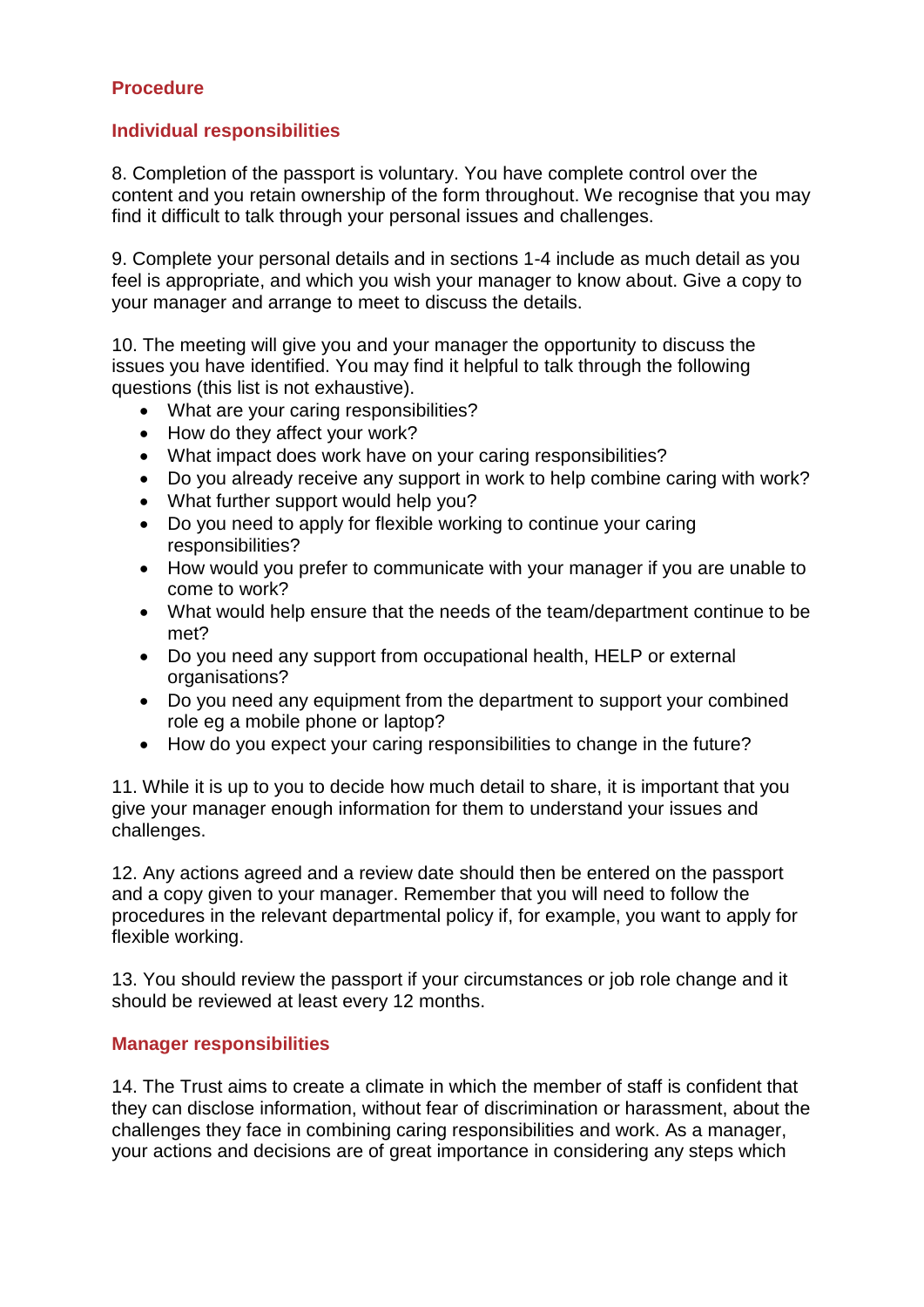## Procedure

### Individual responsibilities

8. Completion of the passport is voluntary. You have complete control over the content and you retain ownership of the form throughout. We recognise that you may find it difficult to talk through your personal issues and challenges.

9. Complete your personal details and in sections 1-4 include as much detail as you feel is appropriate, and which you wish your manager to know about. Give a copy to your manager and arrange to meet to discuss the details.

10. The meeting will give you and your manager the opportunity to discuss the issues you have identified. You may find it helpful to talk through the following questions (this list is not exhaustive).

- What are your caring responsibilities?
- How do they affect your work?
- What impact does work have on your caring responsibilities?
- Do you already receive any support in work to help combine caring with work?
- What further support would help you?
- Do you need to apply for flexible working to continue your caring responsibilities?
- How would you prefer to communicate with your manager if you are unable to come to work?
- What would help ensure that the needs of the team/department continue to be met?
- Do you need any support from occupational health, HELP or external organisations?
- Do you need any equipment from the department to support your combined role eg a mobile phone or laptop?
- How do you expect your caring responsibilities to change in the future?

11. While it is up to you to decide how much detail to share, it is important that you give your manager enough information for them to understand your issues and challenges.

12. Any actions agreed and a review date should then be entered on the passport and a copy given to your manager. Remember that you will need to follow the procedures in the relevant departmental policy if, for example, you want to apply for flexible working.

13. You should review the passport if your circumstances or job role change and it should be reviewed at least every 12 months.

### Manager responsibilities

14. The Trust aims to create a climate in which the member of staff is confident that they can disclose information, without fear of discrimination or harassment, about the challenges they face in combining caring responsibilities and work. As a manager, your actions and decisions are of great importance in considering any steps which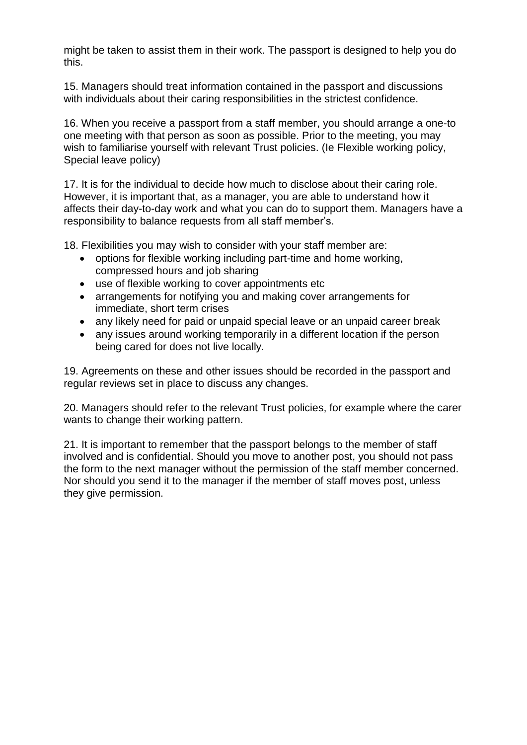might be taken to assist them in their work. The passport is designed to help you do this.

15. Managers should treat information contained in the passport and discussions with individuals about their caring responsibilities in the strictest confidence.

16. When you receive a passport from a staff member, you should arrange a one-to one meeting with that person as soon as possible. Prior to the meeting, you may wish to familiarise yourself with relevant Trust policies. (Ie Flexible working policy, Special leave policy)

17. It is for the individual to decide how much to disclose about their caring role. However, it is important that, as a manager, you are able to understand how it affects their day-to-day work and what you can do to support them. Managers have a responsibility to balance requests from all staff member's.

18. Flexibilities you may wish to consider with your staff member are:

- options for flexible working including part-time and home working, compressed hours and job sharing
- use of flexible working to cover appointments etc
- arrangements for notifying you and making cover arrangements for immediate, short term crises
- any likely need for paid or unpaid special leave or an unpaid career break
- any issues around working temporarily in a different location if the person being cared for does not live locally.

19. Agreements on these and other issues should be recorded in the passport and regular reviews set in place to discuss any changes.

20. Managers should refer to the relevant Trust policies, for example where the carer wants to change their working pattern.

21. It is important to remember that the passport belongs to the member of staff involved and is confidential. Should you move to another post, you should not pass the form to the next manager without the permission of the staff member concerned. Nor should you send it to the manager if the member of staff moves post, unless they give permission.